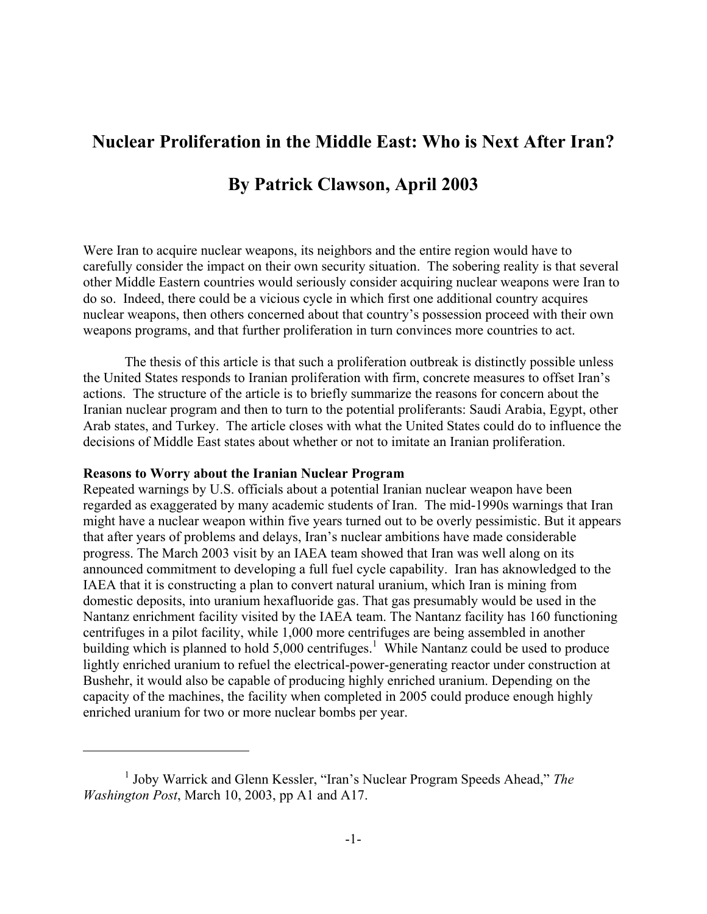# Nuclear Proliferation in the Middle East: Who is Next After Iran?

## By Patrick Clawson, April 2003

Were Iran to acquire nuclear weapons, its neighbors and the entire region would have to carefully consider the impact on their own security situation. The sobering reality is that several other Middle Eastern countries would seriously consider acquiring nuclear weapons were Iran to do so. Indeed, there could be a vicious cycle in which first one additional country acquires nuclear weapons, then others concerned about that country's possession proceed with their own weapons programs, and that further proliferation in turn convinces more countries to act.

The thesis of this article is that such a proliferation outbreak is distinctly possible unless the United States responds to Iranian proliferation with firm, concrete measures to offset Iran's actions. The structure of the article is to briefly summarize the reasons for concern about the Iranian nuclear program and then to turn to the potential proliferants: Saudi Arabia, Egypt, other Arab states, and Turkey. The article closes with what the United States could do to influence the decisions of Middle East states about whether or not to imitate an Iranian proliferation.

**Reasons to Worry about the Iranian Nuclear Program**

Repeated warnings by U.S. officials about a potential Iranian nuclear weapon have been regarded as exaggerated by many academic students of Iran. The mid-1990s warnings that Iran might have a nuclear weapon within five years turned out to be overly pessimistic. But it appears that after years of problems and delays, Iran's nuclear ambitions have made considerable progress. The March 2003 visit by an IAEA team showed that Iran was well along on its announced commitment to developing a full fuel cycle capability. Iran has aknowledged to the IAEA that it is constructing a plan to convert natural uranium, which Iran is mining from domestic deposits, into uranium hexafluoride gas. That gas presumably would be used in the Nantanz enrichment facility visited by the IAEA team. The Nantanz facility has 160 functioning centrifuges in a pilot facility, while 1,000 more centrifuges are being assembled in another building which is planned to hold 5,000 centrifuges.[1] While Nantanz could be used to produce lightly enriched uranium to refuel the electrical-power-generating reactor under construction at Bushehr, it would also be capable of producing highly enriched uranium. Depending on the capacity of the machines, the facility when completed in 2005 could produce enough highly enriched uranium for two or more nuclear bombs per year.

---

[1] Joby Warrick and Glenn Kessler, "Iran's Nuclear Program Speeds Ahead," *The Washington Post*, March 10, 2003, pp A1 and A17.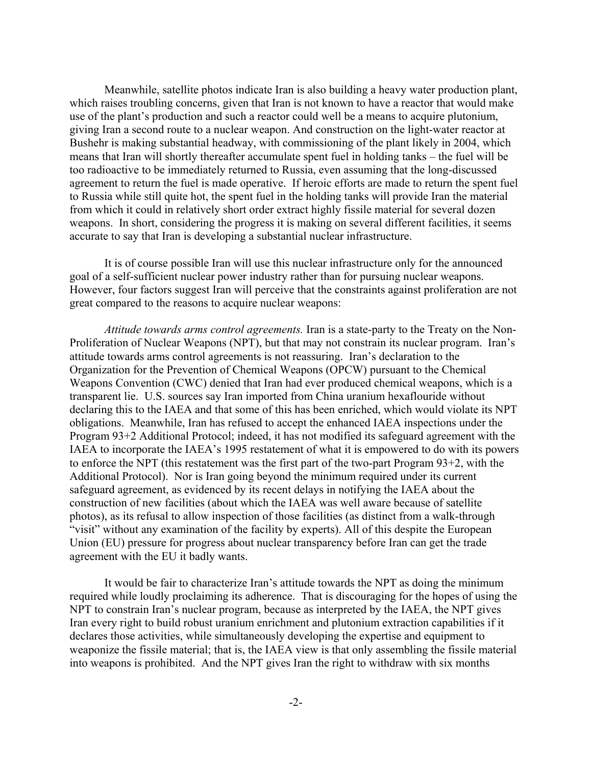Meanwhile, satellite photos indicate Iran is also building a heavy water production plant, which raises troubling concerns, given that Iran is not known to have a reactor that would make use of the plant's production and such a reactor could well be a means to acquire plutonium, giving Iran a second route to a nuclear weapon. And construction on the light-water reactor at Bushehr is making substantial headway, with commissioning of the plant likely in 2004, which means that Iran will shortly thereafter accumulate spent fuel in holding tanks – the fuel will be too radioactive to be immediately returned to Russia, even assuming that the long-discussed agreement to return the fuel is made operative. If heroic efforts are made to return the spent fuel to Russia while still quite hot, the spent fuel in the holding tanks will provide Iran the material from which it could in relatively short order extract highly fissile material for several dozen weapons. In short, considering the progress it is making on several different facilities, it seems accurate to say that Iran is developing a substantial nuclear infrastructure.

It is of course possible Iran will use this nuclear infrastructure only for the announced goal of a self-sufficient nuclear power industry rather than for pursuing nuclear weapons. However, four factors suggest Iran will perceive that the constraints against proliferation are not great compared to the reasons to acquire nuclear weapons:

*Attitude towards arms control agreements.* Iran is a state-party to the Treaty on the Non-Proliferation of Nuclear Weapons (NPT), but that may not constrain its nuclear program. Iran's attitude towards arms control agreements is not reassuring. Iran's declaration to the Organization for the Prevention of Chemical Weapons (OPCW) pursuant to the Chemical Weapons Convention (CWC) denied that Iran had ever produced chemical weapons, which is a transparent lie. U.S. sources say Iran imported from China uranium hexaflouride without declaring this to the IAEA and that some of this has been enriched, which would violate its NPT obligations. Meanwhile, Iran has refused to accept the enhanced IAEA inspections under the Program 93+2 Additional Protocol; indeed, it has not modified its safeguard agreement with the IAEA to incorporate the IAEA's 1995 restatement of what it is empowered to do with its powers to enforce the NPT (this restatement was the first part of the two-part Program 93+2, with the Additional Protocol). Nor is Iran going beyond the minimum required under its current safeguard agreement, as evidenced by its recent delays in notifying the IAEA about the construction of new facilities (about which the IAEA was well aware because of satellite photos), as its refusal to allow inspection of those facilities (as distinct from a walk-through "visit" without any examination of the facility by experts). All of this despite the European Union (EU) pressure for progress about nuclear transparency before Iran can get the trade agreement with the EU it badly wants.

It would be fair to characterize Iran's attitude towards the NPT as doing the minimum required while loudly proclaiming its adherence. That is discouraging for the hopes of using the NPT to constrain Iran's nuclear program, because as interpreted by the IAEA, the NPT gives Iran every right to build robust uranium enrichment and plutonium extraction capabilities if it declares those activities, while simultaneously developing the expertise and equipment to weaponize the fissile material; that is, the IAEA view is that only assembling the fissile material into weapons is prohibited. And the NPT gives Iran the right to withdraw with six months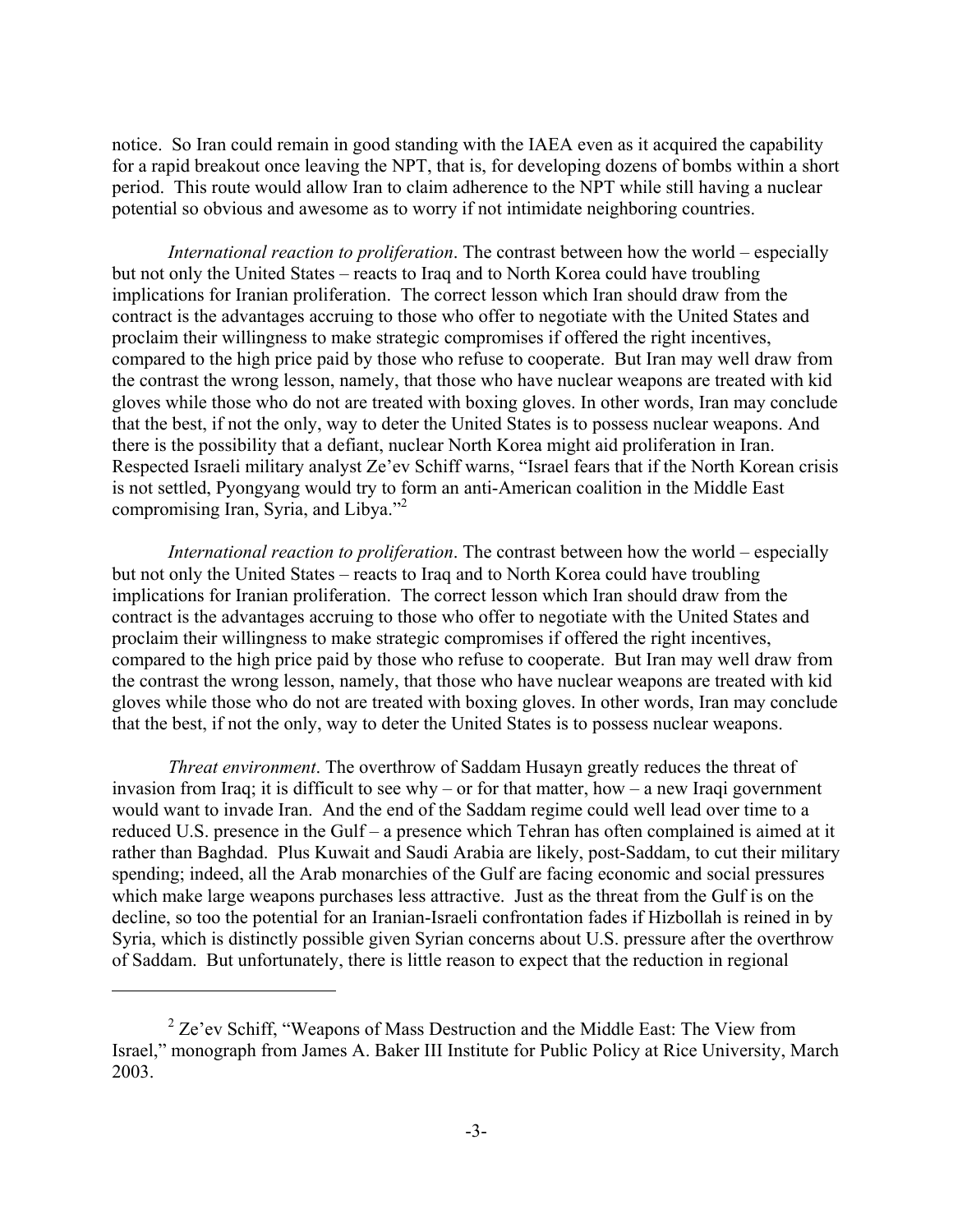notice. So Iran could remain in good standing with the IAEA even as it acquired the capability for a rapid breakout once leaving the NPT, that is, for developing dozens of bombs within a short period. This route would allow Iran to claim adherence to the NPT while still having a nuclear potential so obvious and awesome as to worry if not intimidate neighboring countries.

*International reaction to proliferation*. The contrast between how the world – especially but not only the United States – reacts to Iraq and to North Korea could have troubling implications for Iranian proliferation. The correct lesson which Iran should draw from the contract is the advantages accruing to those who offer to negotiate with the United States and proclaim their willingness to make strategic compromises if offered the right incentives, compared to the high price paid by those who refuse to cooperate. But Iran may well draw from the contrast the wrong lesson, namely, that those who have nuclear weapons are treated with kid gloves while those who do not are treated with boxing gloves. In other words, Iran may conclude that the best, if not the only, way to deter the United States is to possess nuclear weapons. And there is the possibility that a defiant, nuclear North Korea might aid proliferation in Iran. Respected Israeli military analyst Ze'ev Schiff warns, "Israel fears that if the North Korean crisis is not settled, Pyongyang would try to form an anti-American coalition in the Middle East compromising Iran, Syria, and Libya."[2]

*International reaction to proliferation*. The contrast between how the world – especially but not only the United States – reacts to Iraq and to North Korea could have troubling implications for Iranian proliferation. The correct lesson which Iran should draw from the contract is the advantages accruing to those who offer to negotiate with the United States and proclaim their willingness to make strategic compromises if offered the right incentives, compared to the high price paid by those who refuse to cooperate. But Iran may well draw from the contrast the wrong lesson, namely, that those who have nuclear weapons are treated with kid gloves while those who do not are treated with boxing gloves. In other words, Iran may conclude that the best, if not the only, way to deter the United States is to possess nuclear weapons.

*Threat environment*. The overthrow of Saddam Husayn greatly reduces the threat of invasion from Iraq; it is difficult to see why – or for that matter, how – a new Iraqi government would want to invade Iran. And the end of the Saddam regime could well lead over time to a reduced U.S. presence in the Gulf – a presence which Tehran has often complained is aimed at it rather than Baghdad. Plus Kuwait and Saudi Arabia are likely, post-Saddam, to cut their military spending; indeed, all the Arab monarchies of the Gulf are facing economic and social pressures which make large weapons purchases less attractive. Just as the threat from the Gulf is on the decline, so too the potential for an Iranian-Israeli confrontation fades if Hizbollah is reined in by Syria, which is distinctly possible given Syrian concerns about U.S. pressure after the overthrow of Saddam. But unfortunately, there is little reason to expect that the reduction in regional

---

[2] Ze'ev Schiff, "Weapons of Mass Destruction and the Middle East: The View from Israel," monograph from James A. Baker III Institute for Public Policy at Rice University, March 2003.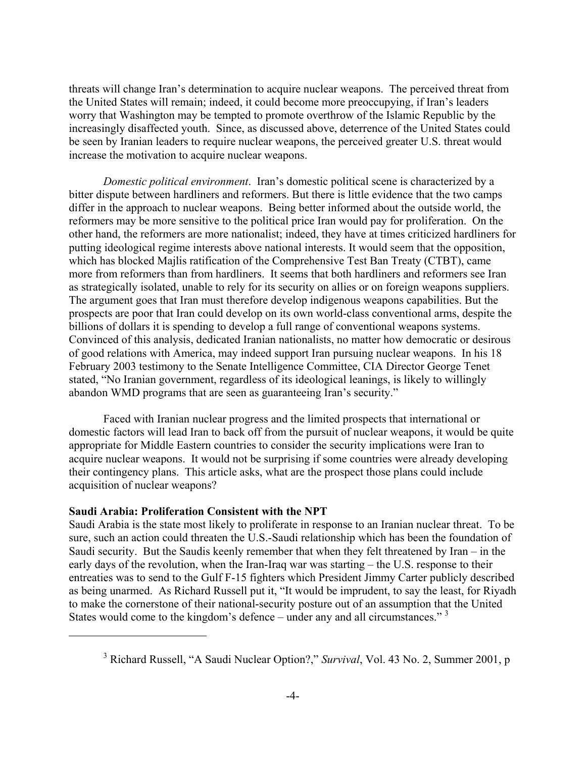threats will change Iran's determination to acquire nuclear weapons. The perceived threat from the United States will remain; indeed, it could become more preoccupying, if Iran's leaders worry that Washington may be tempted to promote overthrow of the Islamic Republic by the increasingly disaffected youth. Since, as discussed above, deterrence of the United States could be seen by Iranian leaders to require nuclear weapons, the perceived greater U.S. threat would increase the motivation to acquire nuclear weapons.

*Domestic political environment*. Iran's domestic political scene is characterized by a bitter dispute between hardliners and reformers. But there is little evidence that the two camps differ in the approach to nuclear weapons. Being better informed about the outside world, the reformers may be more sensitive to the political price Iran would pay for proliferation. On the other hand, the reformers are more nationalist; indeed, they have at times criticized hardliners for putting ideological regime interests above national interests. It would seem that the opposition, which has blocked Majlis ratification of the Comprehensive Test Ban Treaty (CTBT), came more from reformers than from hardliners. It seems that both hardliners and reformers see Iran as strategically isolated, unable to rely for its security on allies or on foreign weapons suppliers. The argument goes that Iran must therefore develop indigenous weapons capabilities. But the prospects are poor that Iran could develop on its own world-class conventional arms, despite the billions of dollars it is spending to develop a full range of conventional weapons systems. Convinced of this analysis, dedicated Iranian nationalists, no matter how democratic or desirous of good relations with America, may indeed support Iran pursuing nuclear weapons. In his 18 February 2003 testimony to the Senate Intelligence Committee, CIA Director George Tenet stated, "No Iranian government, regardless of its ideological leanings, is likely to willingly abandon WMD programs that are seen as guaranteeing Iran's security."

Faced with Iranian nuclear progress and the limited prospects that international or domestic factors will lead Iran to back off from the pursuit of nuclear weapons, it would be quite appropriate for Middle Eastern countries to consider the security implications were Iran to acquire nuclear weapons. It would not be surprising if some countries were already developing their contingency plans. This article asks, what are the prospect those plans could include acquisition of nuclear weapons?

**Saudi Arabia: Proliferation Consistent with the NPT**

Saudi Arabia is the state most likely to proliferate in response to an Iranian nuclear threat. To be sure, such an action could threaten the U.S.-Saudi relationship which has been the foundation of Saudi security. But the Saudis keenly remember that when they felt threatened by Iran – in the early days of the revolution, when the Iran-Iraq war was starting – the U.S. response to their entreaties was to send to the Gulf F-15 fighters which President Jimmy Carter publicly described as being unarmed. As Richard Russell put it, "It would be imprudent, to say the least, for Riyadh to make the cornerstone of their national-security posture out of an assumption that the United States would come to the kingdom's defence – under any and all circumstances." [3]

[3] Richard Russell, "A Saudi Nuclear Option?," *Survival*, Vol. 43 No. 2, Summer 2001, p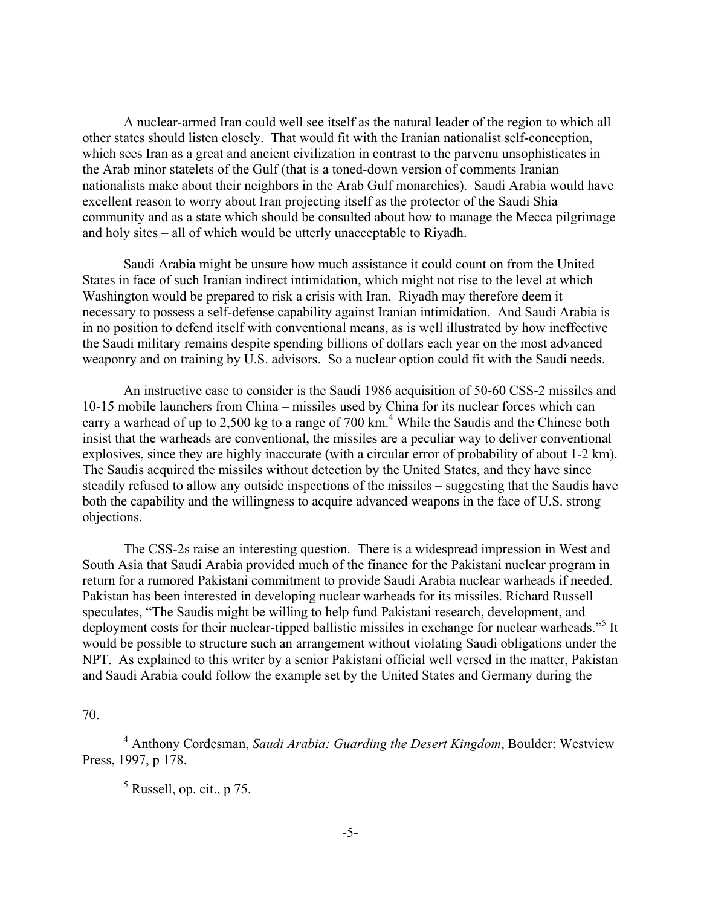A nuclear-armed Iran could well see itself as the natural leader of the region to which all other states should listen closely. That would fit with the Iranian nationalist self-conception, which sees Iran as a great and ancient civilization in contrast to the parvenu unsophisticates in the Arab minor statelets of the Gulf (that is a toned-down version of comments Iranian nationalists make about their neighbors in the Arab Gulf monarchies). Saudi Arabia would have excellent reason to worry about Iran projecting itself as the protector of the Saudi Shia community and as a state which should be consulted about how to manage the Mecca pilgrimage and holy sites – all of which would be utterly unacceptable to Riyadh.

Saudi Arabia might be unsure how much assistance it could count on from the United States in face of such Iranian indirect intimidation, which might not rise to the level at which Washington would be prepared to risk a crisis with Iran. Riyadh may therefore deem it necessary to possess a self-defense capability against Iranian intimidation. And Saudi Arabia is in no position to defend itself with conventional means, as is well illustrated by how ineffective the Saudi military remains despite spending billions of dollars each year on the most advanced weaponry and on training by U.S. advisors. So a nuclear option could fit with the Saudi needs.

An instructive case to consider is the Saudi 1986 acquisition of 50-60 CSS-2 missiles and 10-15 mobile launchers from China – missiles used by China for its nuclear forces which can carry a warhead of up to 2,500 kg to a range of 700 km.[4] While the Saudis and the Chinese both insist that the warheads are conventional, the missiles are a peculiar way to deliver conventional explosives, since they are highly inaccurate (with a circular error of probability of about 1-2 km). The Saudis acquired the missiles without detection by the United States, and they have since steadily refused to allow any outside inspections of the missiles – suggesting that the Saudis have both the capability and the willingness to acquire advanced weapons in the face of U.S. strong objections.

The CSS-2s raise an interesting question. There is a widespread impression in West and South Asia that Saudi Arabia provided much of the finance for the Pakistani nuclear program in return for a rumored Pakistani commitment to provide Saudi Arabia nuclear warheads if needed. Pakistan has been interested in developing nuclear warheads for its missiles. Richard Russell speculates, "The Saudis might be willing to help fund Pakistani research, development, and deployment costs for their nuclear-tipped ballistic missiles in exchange for nuclear warheads."[5] It would be possible to structure such an arrangement without violating Saudi obligations under the NPT. As explained to this writer by a senior Pakistani official well versed in the matter, Pakistan and Saudi Arabia could follow the example set by the United States and Germany during the

---

70.

[4] Anthony Cordesman, *Saudi Arabia: Guarding the Desert Kingdom*, Boulder: Westview Press, 1997, p 178.

[5] Russell, op. cit., p 75.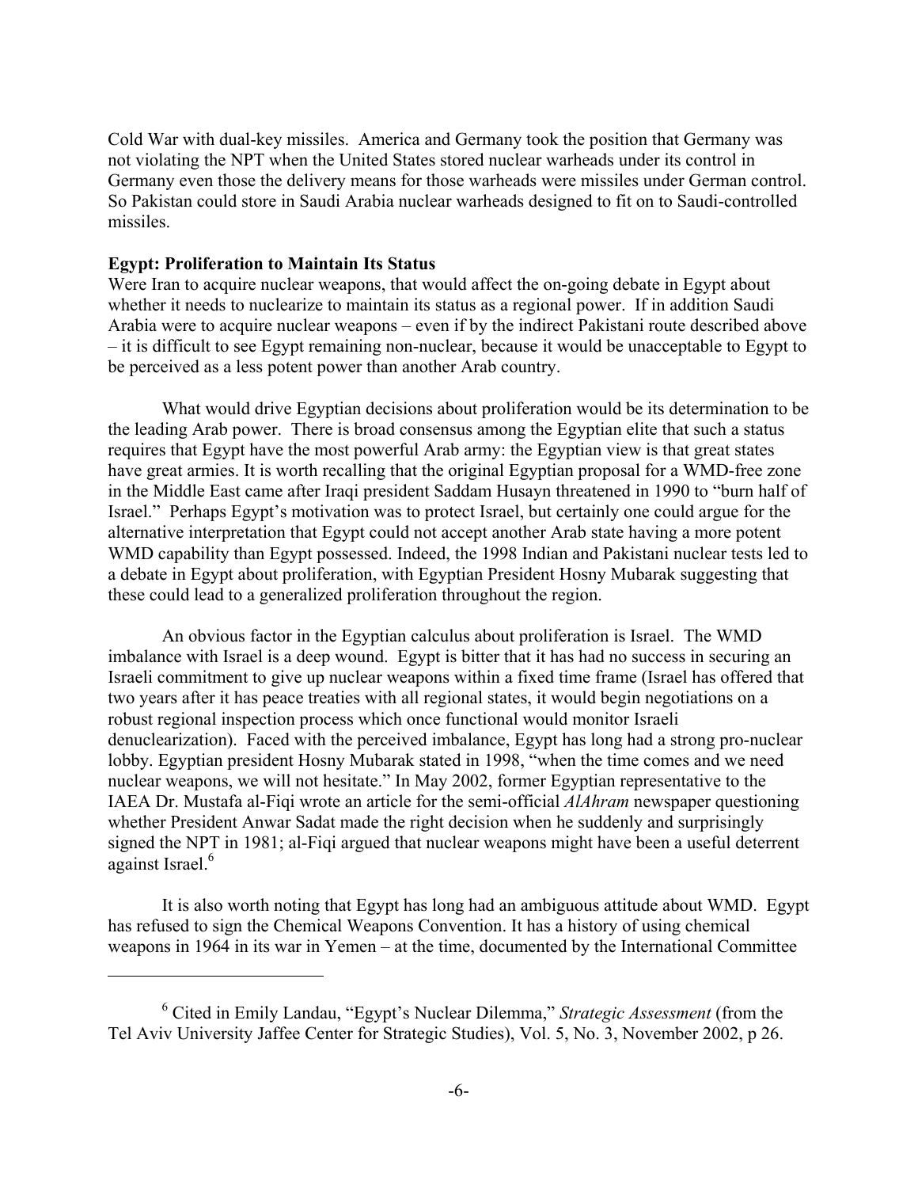Cold War with dual-key missiles. America and Germany took the position that Germany was not violating the NPT when the United States stored nuclear warheads under its control in Germany even those the delivery means for those warheads were missiles under German control. So Pakistan could store in Saudi Arabia nuclear warheads designed to fit on to Saudi-controlled missiles.

**Egypt: Proliferation to Maintain Its Status**

Were Iran to acquire nuclear weapons, that would affect the on-going debate in Egypt about whether it needs to nuclearize to maintain its status as a regional power. If in addition Saudi Arabia were to acquire nuclear weapons – even if by the indirect Pakistani route described above – it is difficult to see Egypt remaining non-nuclear, because it would be unacceptable to Egypt to be perceived as a less potent power than another Arab country.

What would drive Egyptian decisions about proliferation would be its determination to be the leading Arab power. There is broad consensus among the Egyptian elite that such a status requires that Egypt have the most powerful Arab army: the Egyptian view is that great states have great armies. It is worth recalling that the original Egyptian proposal for a WMD-free zone in the Middle East came after Iraqi president Saddam Husayn threatened in 1990 to "burn half of Israel." Perhaps Egypt's motivation was to protect Israel, but certainly one could argue for the alternative interpretation that Egypt could not accept another Arab state having a more potent WMD capability than Egypt possessed. Indeed, the 1998 Indian and Pakistani nuclear tests led to a debate in Egypt about proliferation, with Egyptian President Hosny Mubarak suggesting that these could lead to a generalized proliferation throughout the region.

An obvious factor in the Egyptian calculus about proliferation is Israel. The WMD imbalance with Israel is a deep wound. Egypt is bitter that it has had no success in securing an Israeli commitment to give up nuclear weapons within a fixed time frame (Israel has offered that two years after it has peace treaties with all regional states, it would begin negotiations on a robust regional inspection process which once functional would monitor Israeli denuclearization). Faced with the perceived imbalance, Egypt has long had a strong pro-nuclear lobby. Egyptian president Hosny Mubarak stated in 1998, "when the time comes and we need nuclear weapons, we will not hesitate." In May 2002, former Egyptian representative to the IAEA Dr. Mustafa al-Fiqi wrote an article for the semi-official *AlAhram* newspaper questioning whether President Anwar Sadat made the right decision when he suddenly and surprisingly signed the NPT in 1981; al-Fiqi argued that nuclear weapons might have been a useful deterrent against Israel.[6]

It is also worth noting that Egypt has long had an ambiguous attitude about WMD. Egypt has refused to sign the Chemical Weapons Convention. It has a history of using chemical weapons in 1964 in its war in Yemen – at the time, documented by the International Committee

---

[6] Cited in Emily Landau, "Egypt's Nuclear Dilemma," *Strategic Assessment* (from the Tel Aviv University Jaffee Center for Strategic Studies), Vol. 5, No. 3, November 2002, p 26.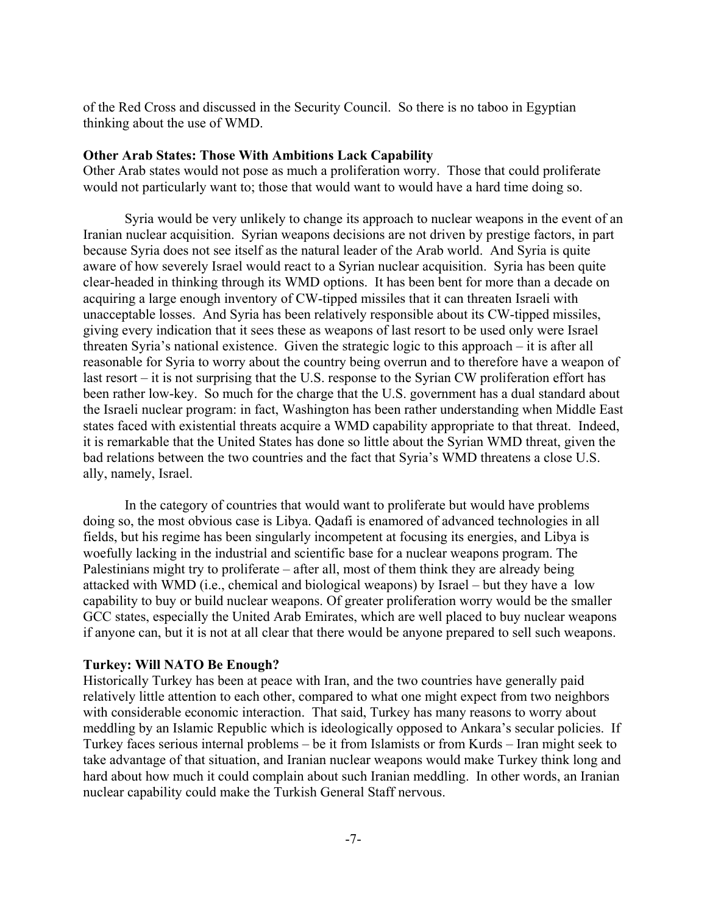of the Red Cross and discussed in the Security Council. So there is no taboo in Egyptian thinking about the use of WMD.

**Other Arab States: Those With Ambitions Lack Capability**

Other Arab states would not pose as much a proliferation worry. Those that could proliferate would not particularly want to; those that would want to would have a hard time doing so.

Syria would be very unlikely to change its approach to nuclear weapons in the event of an Iranian nuclear acquisition. Syrian weapons decisions are not driven by prestige factors, in part because Syria does not see itself as the natural leader of the Arab world. And Syria is quite aware of how severely Israel would react to a Syrian nuclear acquisition. Syria has been quite clear-headed in thinking through its WMD options. It has been bent for more than a decade on acquiring a large enough inventory of CW-tipped missiles that it can threaten Israeli with unacceptable losses. And Syria has been relatively responsible about its CW-tipped missiles, giving every indication that it sees these as weapons of last resort to be used only were Israel threaten Syria's national existence. Given the strategic logic to this approach – it is after all reasonable for Syria to worry about the country being overrun and to therefore have a weapon of last resort – it is not surprising that the U.S. response to the Syrian CW proliferation effort has been rather low-key. So much for the charge that the U.S. government has a dual standard about the Israeli nuclear program: in fact, Washington has been rather understanding when Middle East states faced with existential threats acquire a WMD capability appropriate to that threat. Indeed, it is remarkable that the United States has done so little about the Syrian WMD threat, given the bad relations between the two countries and the fact that Syria's WMD threatens a close U.S. ally, namely, Israel.

In the category of countries that would want to proliferate but would have problems doing so, the most obvious case is Libya. Qadafi is enamored of advanced technologies in all fields, but his regime has been singularly incompetent at focusing its energies, and Libya is woefully lacking in the industrial and scientific base for a nuclear weapons program. The Palestinians might try to proliferate – after all, most of them think they are already being attacked with WMD (i.e., chemical and biological weapons) by Israel – but they have a low capability to buy or build nuclear weapons. Of greater proliferation worry would be the smaller GCC states, especially the United Arab Emirates, which are well placed to buy nuclear weapons if anyone can, but it is not at all clear that there would be anyone prepared to sell such weapons.

**Turkey: Will NATO Be Enough?**

Historically Turkey has been at peace with Iran, and the two countries have generally paid relatively little attention to each other, compared to what one might expect from two neighbors with considerable economic interaction. That said, Turkey has many reasons to worry about meddling by an Islamic Republic which is ideologically opposed to Ankara's secular policies. If Turkey faces serious internal problems – be it from Islamists or from Kurds – Iran might seek to take advantage of that situation, and Iranian nuclear weapons would make Turkey think long and hard about how much it could complain about such Iranian meddling. In other words, an Iranian nuclear capability could make the Turkish General Staff nervous.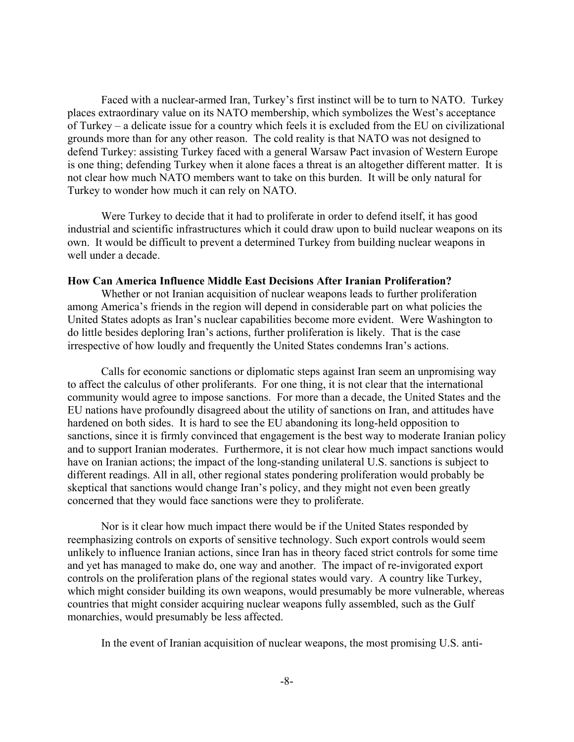Faced with a nuclear-armed Iran, Turkey's first instinct will be to turn to NATO. Turkey places extraordinary value on its NATO membership, which symbolizes the West's acceptance of Turkey – a delicate issue for a country which feels it is excluded from the EU on civilizational grounds more than for any other reason. The cold reality is that NATO was not designed to defend Turkey: assisting Turkey faced with a general Warsaw Pact invasion of Western Europe is one thing; defending Turkey when it alone faces a threat is an altogether different matter. It is not clear how much NATO members want to take on this burden. It will be only natural for Turkey to wonder how much it can rely on NATO.

Were Turkey to decide that it had to proliferate in order to defend itself, it has good industrial and scientific infrastructures which it could draw upon to build nuclear weapons on its own. It would be difficult to prevent a determined Turkey from building nuclear weapons in well under a decade.

**How Can America Influence Middle East Decisions After Iranian Proliferation?**

Whether or not Iranian acquisition of nuclear weapons leads to further proliferation among America's friends in the region will depend in considerable part on what policies the United States adopts as Iran's nuclear capabilities become more evident. Were Washington to do little besides deploring Iran's actions, further proliferation is likely. That is the case irrespective of how loudly and frequently the United States condemns Iran's actions.

Calls for economic sanctions or diplomatic steps against Iran seem an unpromising way to affect the calculus of other proliferants. For one thing, it is not clear that the international community would agree to impose sanctions. For more than a decade, the United States and the EU nations have profoundly disagreed about the utility of sanctions on Iran, and attitudes have hardened on both sides. It is hard to see the EU abandoning its long-held opposition to sanctions, since it is firmly convinced that engagement is the best way to moderate Iranian policy and to support Iranian moderates. Furthermore, it is not clear how much impact sanctions would have on Iranian actions; the impact of the long-standing unilateral U.S. sanctions is subject to different readings. All in all, other regional states pondering proliferation would probably be skeptical that sanctions would change Iran's policy, and they might not even been greatly concerned that they would face sanctions were they to proliferate.

Nor is it clear how much impact there would be if the United States responded by reemphasizing controls on exports of sensitive technology. Such export controls would seem unlikely to influence Iranian actions, since Iran has in theory faced strict controls for some time and yet has managed to make do, one way and another. The impact of re-invigorated export controls on the proliferation plans of the regional states would vary. A country like Turkey, which might consider building its own weapons, would presumably be more vulnerable, whereas countries that might consider acquiring nuclear weapons fully assembled, such as the Gulf monarchies, would presumably be less affected.

In the event of Iranian acquisition of nuclear weapons, the most promising U.S. anti-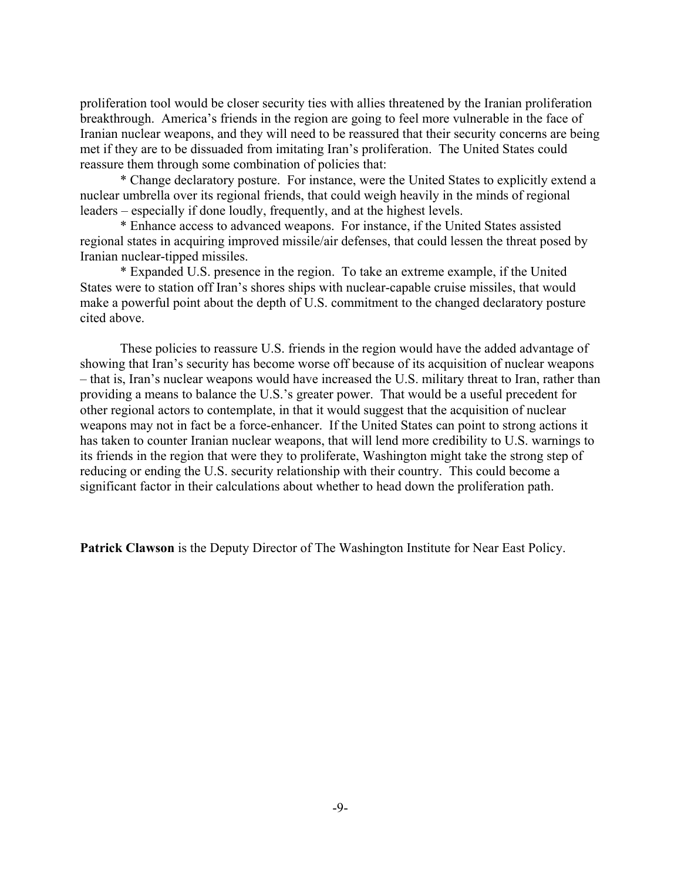proliferation tool would be closer security ties with allies threatened by the Iranian proliferation breakthrough. America's friends in the region are going to feel more vulnerable in the face of Iranian nuclear weapons, and they will need to be reassured that their security concerns are being met if they are to be dissuaded from imitating Iran's proliferation. The United States could reassure them through some combination of policies that:

* Change declaratory posture. For instance, were the United States to explicitly extend a nuclear umbrella over its regional friends, that could weigh heavily in the minds of regional leaders – especially if done loudly, frequently, and at the highest levels.

* Enhance access to advanced weapons. For instance, if the United States assisted regional states in acquiring improved missile/air defenses, that could lessen the threat posed by Iranian nuclear-tipped missiles.

* Expanded U.S. presence in the region. To take an extreme example, if the United States were to station off Iran's shores ships with nuclear-capable cruise missiles, that would make a powerful point about the depth of U.S. commitment to the changed declaratory posture cited above.

These policies to reassure U.S. friends in the region would have the added advantage of showing that Iran's security has become worse off because of its acquisition of nuclear weapons – that is, Iran's nuclear weapons would have increased the U.S. military threat to Iran, rather than providing a means to balance the U.S.'s greater power. That would be a useful precedent for other regional actors to contemplate, in that it would suggest that the acquisition of nuclear weapons may not in fact be a force-enhancer. If the United States can point to strong actions it has taken to counter Iranian nuclear weapons, that will lend more credibility to U.S. warnings to its friends in the region that were they to proliferate, Washington might take the strong step of reducing or ending the U.S. security relationship with their country. This could become a significant factor in their calculations about whether to head down the proliferation path.

**Patrick Clawson** is the Deputy Director of The Washington Institute for Near East Policy.